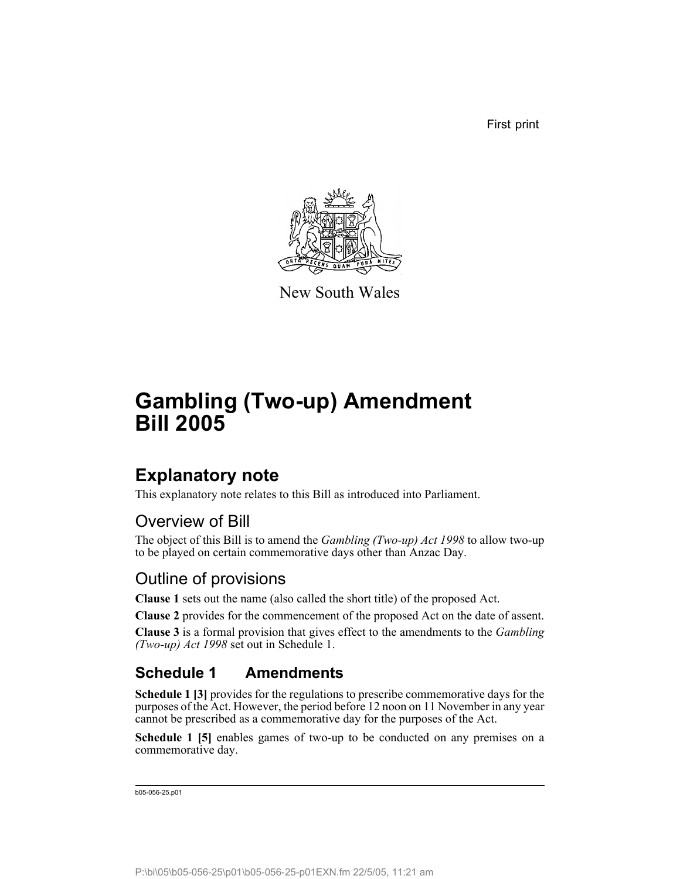First print

New South Wales

# Gambling (Two-up) Amendment Bill 2005

## Explanatory note

This explanatory note relates to this Bill as introduced into Parliament.

### Overview of Bill

The object of this Bill is to amend the *Gambling (Two-up) Act 1998* to allow two-up to be played on certain commemorative days other than Anzac Day.

### Outline of provisions

**Clause 1** sets out the name (also called the short title) of the proposed Act.

**Clause 2** provides for the commencement of the proposed Act on the date of assent.

**Clause 3** is a formal provision that gives effect to the amendments to the *Gambling (Two-up) Act 1998* set out in Schedule 1.

## Schedule 1 Amendments

**Schedule 1 [3]** provides for the regulations to prescribe commemorative days for the purposes of the Act. However, the period before 12 noon on 11 November in any year cannot be prescribed as a commemorative day for the purposes of the Act.

**Schedule 1 [5]** enables games of two-up to be conducted on any premises on a commemorative day.

b05-056-25.p01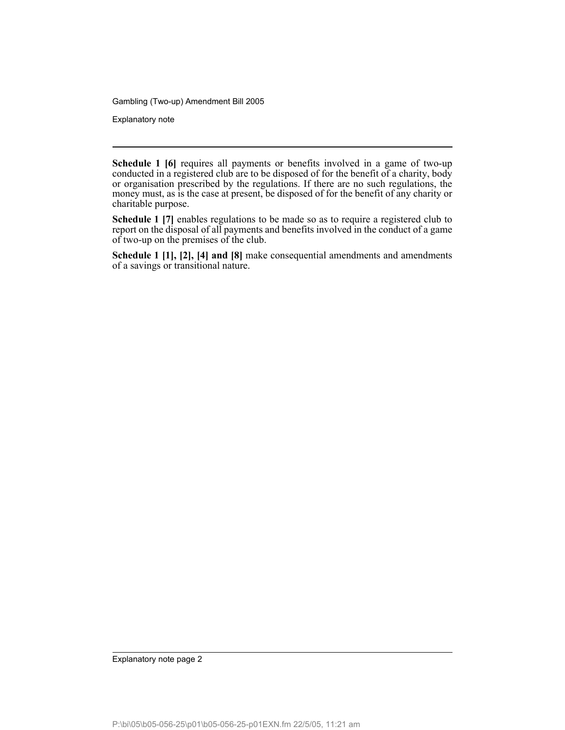**Schedule 1 [6]** requires all payments or benefits involved in a game of two-up conducted in a registered club are to be disposed of for the benefit of a charity, body or organisation prescribed by the regulations. If there are no such regulations, the money must, as is the case at present, be disposed of for the benefit of any charity or charitable purpose.

**Schedule 1 [7]** enables regulations to be made so as to require a registered club to report on the disposal of all payments and benefits involved in the conduct of a game of two-up on the premises of the club.

**Schedule 1 [1], [2], [4] and [8]** make consequential amendments and amendments of a savings or transitional nature.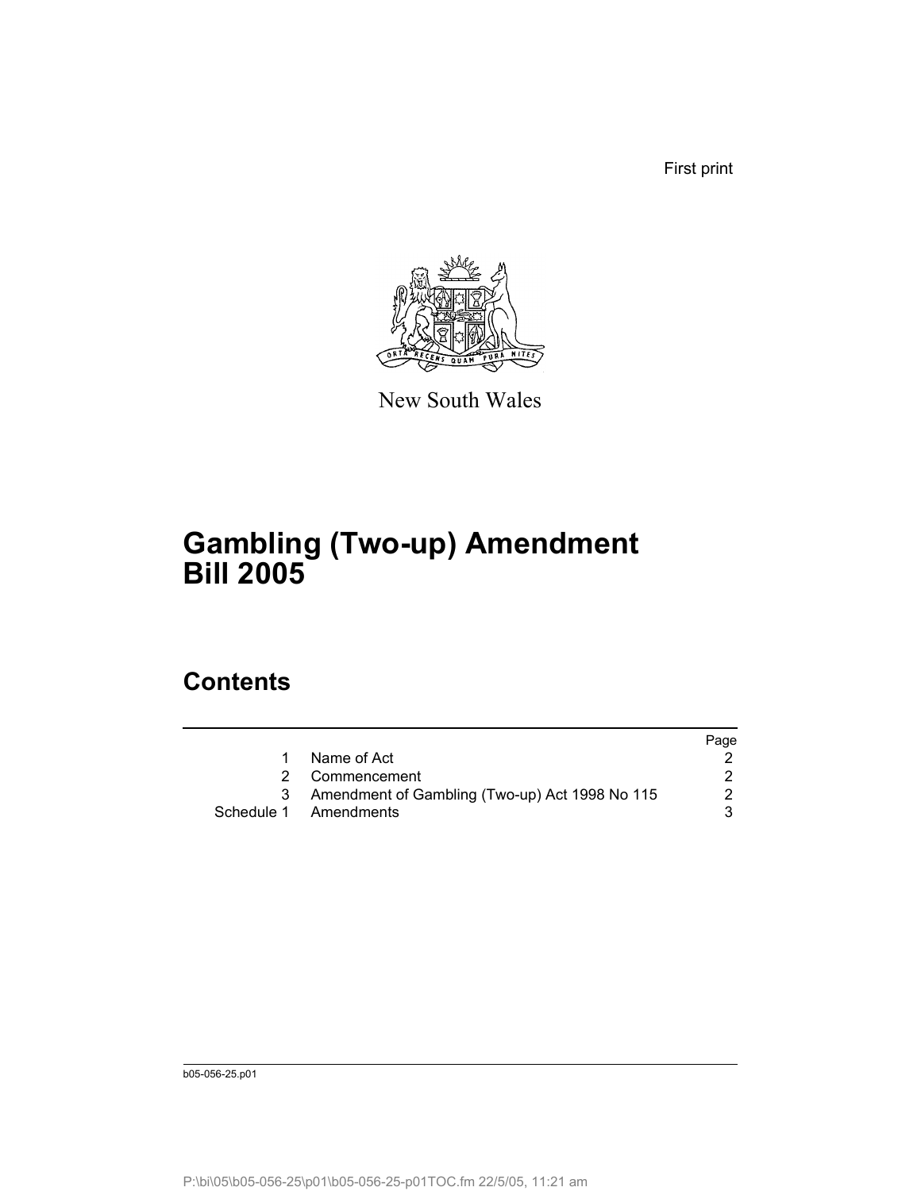First print

New South Wales

# Gambling (Two-up) Amendment Bill 2005

## Contents

| | | Page |
|---|---|---|
| 1 | Name of Act | 2 |
| 2 | Commencement | 2 |
| 3 | Amendment of Gambling (Two-up) Act 1998 No 115 | 2 |
| Schedule 1 | Amendments | 3 |

b05-056-25.p01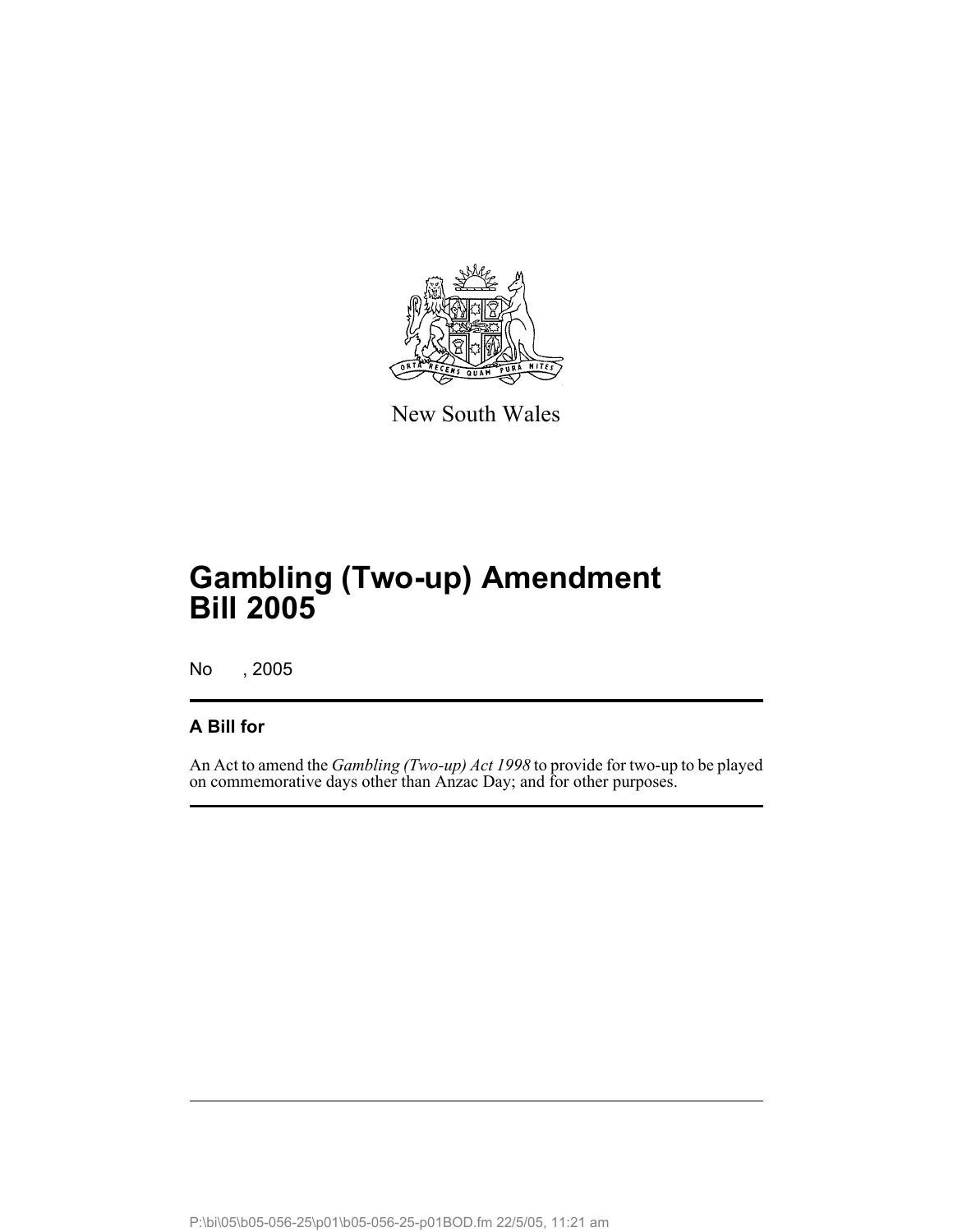New South Wales

# Gambling (Two-up) Amendment Bill 2005

No , 2005

## A Bill for

An Act to amend the *Gambling (Two-up) Act 1998* to provide for two-up to be played on commemorative days other than Anzac Day; and for other purposes.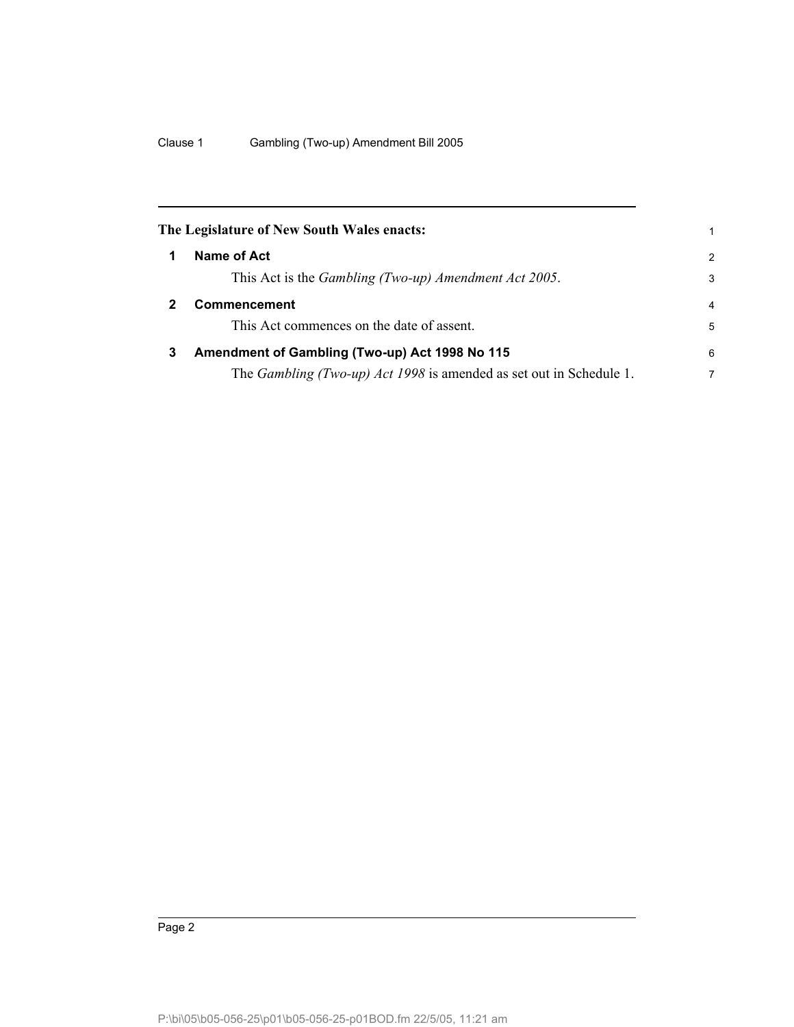**The Legislature of New South Wales enacts:**

## 1 Name of Act

This Act is the *Gambling (Two-up) Amendment Act 2005*.

## 2 Commencement

This Act commences on the date of assent.

## 3 Amendment of Gambling (Two-up) Act 1998 No 115

The *Gambling (Two-up) Act 1998* is amended as set out in Schedule 1.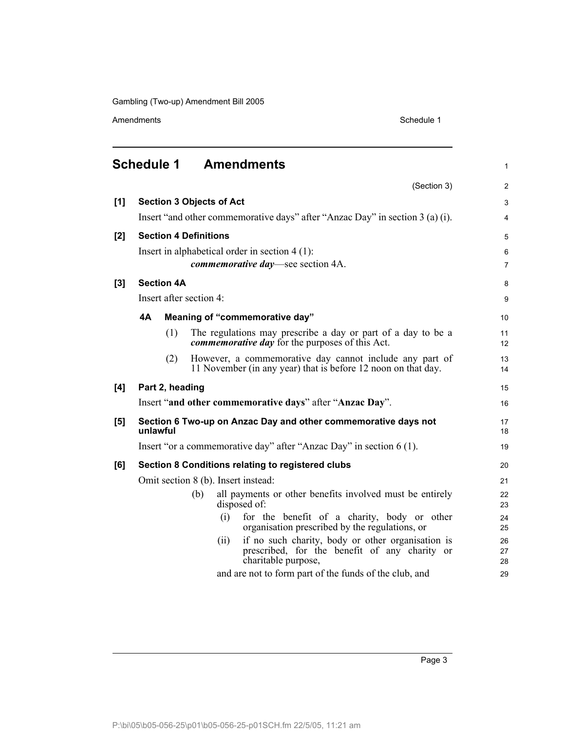# Schedule 1 Amendments

(Section 3)

**[1] Section 3 Objects of Act**

Insert "and other commemorative days" after "Anzac Day" in section 3 (a) (i).

**[2] Section 4 Definitions**

Insert in alphabetical order in section 4 (1):

***commemorative day***—see section 4A.

**[3] Section 4A**

Insert after section 4:

**4A Meaning of "commemorative day"**

(1) The regulations may prescribe a day or part of a day to be a ***commemorative day*** for the purposes of this Act.

(2) However, a commemorative day cannot include any part of 11 November (in any year) that is before 12 noon on that day.

**[4] Part 2, heading**

Insert "**and other commemorative days**" after "**Anzac Day**".

**[5] Section 6 Two-up on Anzac Day and other commemorative days not unlawful**

Insert "or a commemorative day" after "Anzac Day" in section 6 (1).

**[6] Section 8 Conditions relating to registered clubs**

Omit section 8 (b). Insert instead:

(b) all payments or other benefits involved must be entirely disposed of:

(i) for the benefit of a charity, body or other organisation prescribed by the regulations, or

(ii) if no such charity, body or other organisation is prescribed, for the benefit of any charity or charitable purpose,

and are not to form part of the funds of the club, and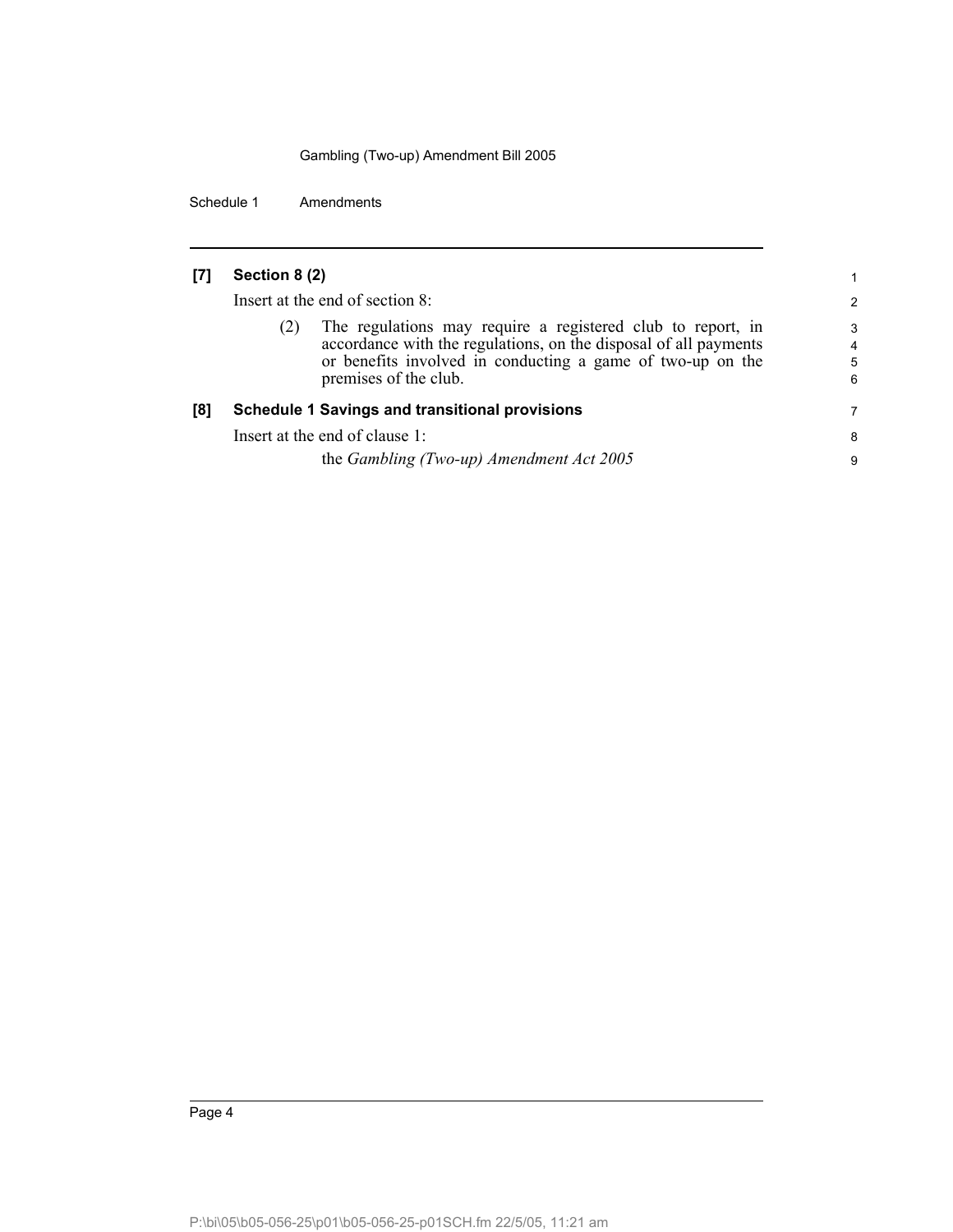**[7] Section 8 (2)**

Insert at the end of section 8:

(2) The regulations may require a registered club to report, in accordance with the regulations, on the disposal of all payments or benefits involved in conducting a game of two-up on the premises of the club.

**[8] Schedule 1 Savings and transitional provisions**

Insert at the end of clause 1:

the *Gambling (Two-up) Amendment Act 2005*